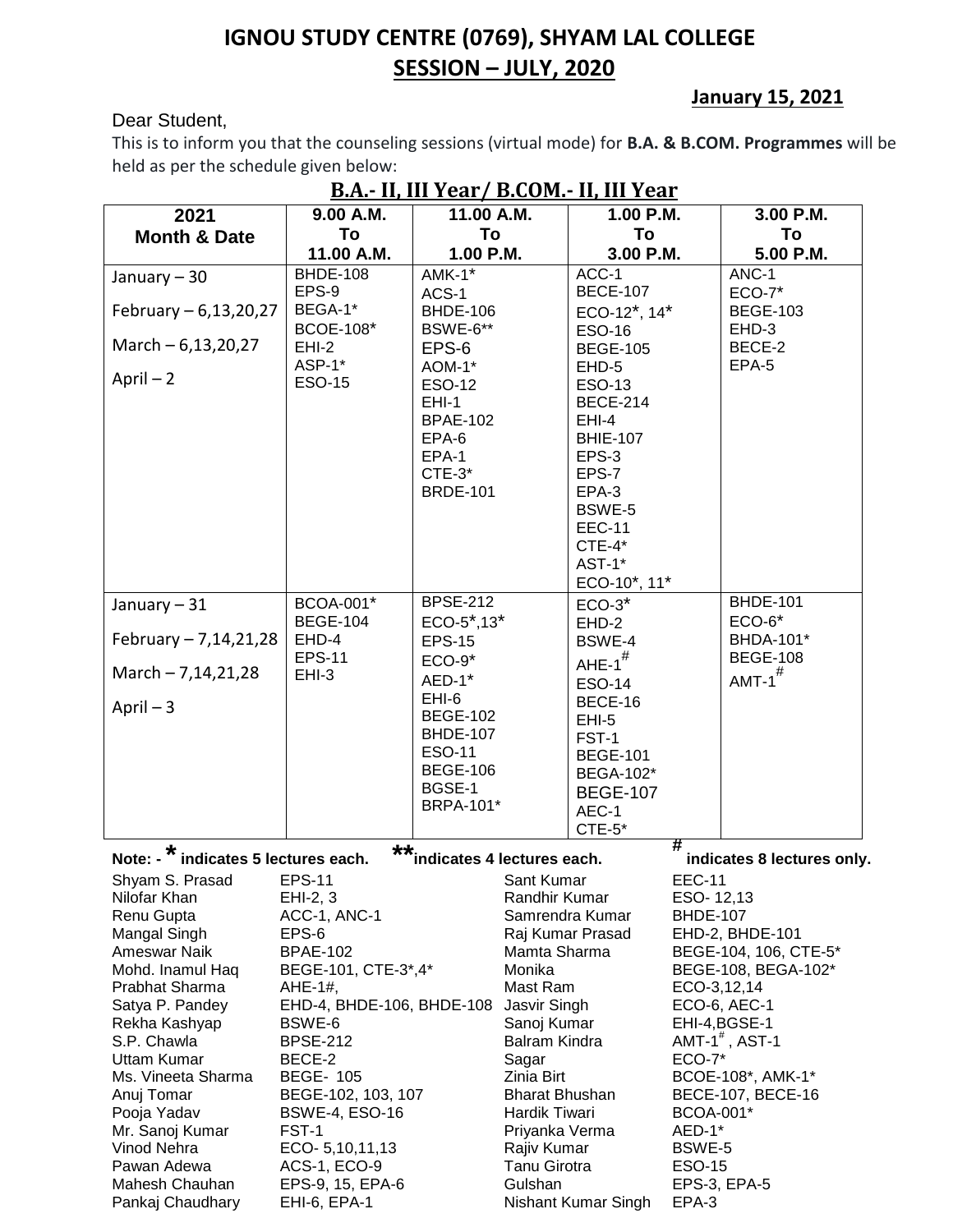# IGNOU STUDY CENTRE (0769), SHYAM LAL COLLEGE

## SESSION – JULY, 2020

**January 15, 2021**

Dear Student,

This is to inform you that the counseling sessions (virtual mode) for **B.A. & B.COM. Programmes** will be held as per the schedule given below:

### B.A.- II, III Year/ B.COM.- II, III Year

| 2021 Month & Date | 9.00 A.M. To 11.00 A.M. | 11.00 A.M. To 1.00 P.M. | 1.00 P.M. To 3.00 P.M. | 3.00 P.M. To 5.00 P.M. |
|---|---|---|---|---|
| January – 30<br>February – 6,13,20,27<br>March – 6,13,20,27<br>April – 2 | BHDE-108<br>EPS-9<br>BEGA-1*<br>BCOE-108*<br>EHI-2<br>ASP-1*<br>ESO-15 | AMK-1*<br>ACS-1<br>BHDE-106<br>BSWE-6**<br>EPS-6<br>AOM-1*<br>ESO-12<br>EHI-1<br>BPAE-102<br>EPA-6<br>EPA-1<br>CTE-3*<br>BRDE-101 | ACC-1<br>BECE-107<br>ECO-12*, 14*<br>ESO-16<br>BEGE-105<br>EHD-5<br>ESO-13<br>BECE-214<br>EHI-4<br>BHIE-107<br>EPS-3<br>EPS-7<br>EPA-3<br>BSWE-5<br>EEC-11<br>CTE-4*<br>AST-1*<br>ECO-10*, 11* | ANC-1<br>ECO-7*<br>BEGE-103<br>EHD-3<br>BECE-2<br>EPA-5 |
| January – 31<br>February – 7,14,21,28<br>March – 7,14,21,28<br>April – 3 | BCOA-001*<br>BEGE-104<br>EHD-4<br>EPS-11<br>EHI-3 | BPSE-212<br>ECO-5*,13*<br>EPS-15<br>ECO-9*<br>AED-1*<br>EHI-6<br>BEGE-102<br>BHDE-107<br>ESO-11<br>BEGE-106<br>BGSE-1<br>BRPA-101* | ECO-3*<br>EHD-2<br>BSWE-4<br>AHE-1#<br>ESO-14<br>BECE-16<br>EHI-5<br>FST-1<br>BEGE-101<br>BEGA-102*<br>BEGE-107<br>AEC-1<br>CTE-5* | BHDE-101<br>ECO-6*<br>BHDA-101*<br>BEGE-108<br>AMT-1# |

**Note: - * indicates 5 lectures each. ** indicates 4 lectures each. # indicates 8 lectures only.**

| | | | |
|---|---|---|---|
| Shyam S. Prasad | EPS-11 | Sant Kumar | EEC-11 |
| Nilofar Khan | EHI-2, 3 | Randhir Kumar | ESO- 12,13 |
| Renu Gupta | ACC-1, ANC-1 | Samrendra Kumar | BHDE-107 |
| Mangal Singh | EPS-6 | Raj Kumar Prasad | EHD-2, BHDE-101 |
| Ameswar Naik | BPAE-102 | Mamta Sharma | BEGE-104, 106, CTE-5* |
| Mohd. Inamul Haq | BEGE-101, CTE-3*,4* | Monika | BEGE-108, BEGA-102* |
| Prabhat Sharma | AHE-1#, | Mast Ram | ECO-3,12,14 |
| Satya P. Pandey | EHD-4, BHDE-106, BHDE-108 | Jasvir Singh | ECO-6, AEC-1 |
| Rekha Kashyap | BSWE-6 | Sanoj Kumar | EHI-4,BGSE-1 |
| S.P. Chawla | BPSE-212 | Balram Kindra | AMT-1#, AST-1 |
| Uttam Kumar | BECE-2 | Sagar | ECO-7* |
| Ms. Vineeta Sharma | BEGE- 105 | Zinia Birt | BCOE-108*, AMK-1* |
| Anuj Tomar | BEGE-102, 103, 107 | Bharat Bhushan | BECE-107, BECE-16 |
| Pooja Yadav | BSWE-4, ESO-16 | Hardik Tiwari | BCOA-001* |
| Mr. Sanoj Kumar | FST-1 | Priyanka Verma | AED-1* |
| Vinod Nehra | ECO- 5,10,11,13 | Rajiv Kumar | BSWE-5 |
| Pawan Adewa | ACS-1, ECO-9 | Tanu Girotra | ESO-15 |
| Mahesh Chauhan | EPS-9, 15, EPA-6 | Gulshan | EPS-3, EPA-5 |
| Pankaj Chaudhary | EHI-6, EPA-1 | Nishant Kumar Singh | EPA-3 |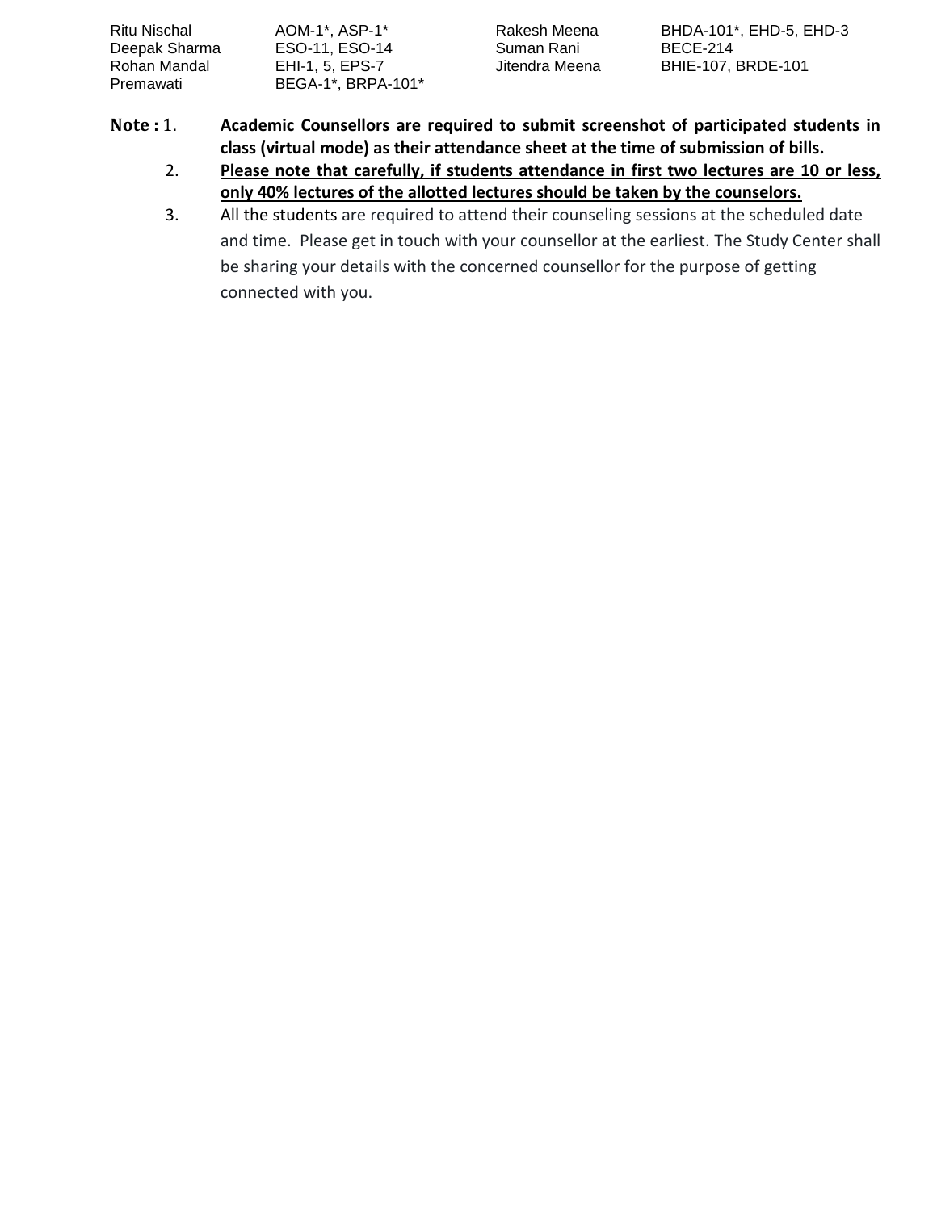| | | | |
|---|---|---|---|
| Ritu Nischal | AOM-1*, ASP-1* | Rakesh Meena | BHDA-101*, EHD-5, EHD-3 |
| Deepak Sharma | ESO-11, ESO-14 | Suman Rani | BECE-214 |
| Rohan Mandal | EHI-1, 5, EPS-7 | Jitendra Meena | BHIE-107, BRDE-101 |
| Premawati | BEGA-1*, BRPA-101* | | |

**Note :** 1. **Academic Counsellors are required to submit screenshot of participated students in class (virtual mode) as their attendance sheet at the time of submission of bills.**

2. **<u>Please note that carefully, if students attendance in first two lectures are 10 or less, only 40% lectures of the allotted lectures should be taken by the counselors.</u>**

3. All the students are required to attend their counseling sessions at the scheduled date and time. Please get in touch with your counsellor at the earliest. The Study Center shall be sharing your details with the concerned counsellor for the purpose of getting connected with you.